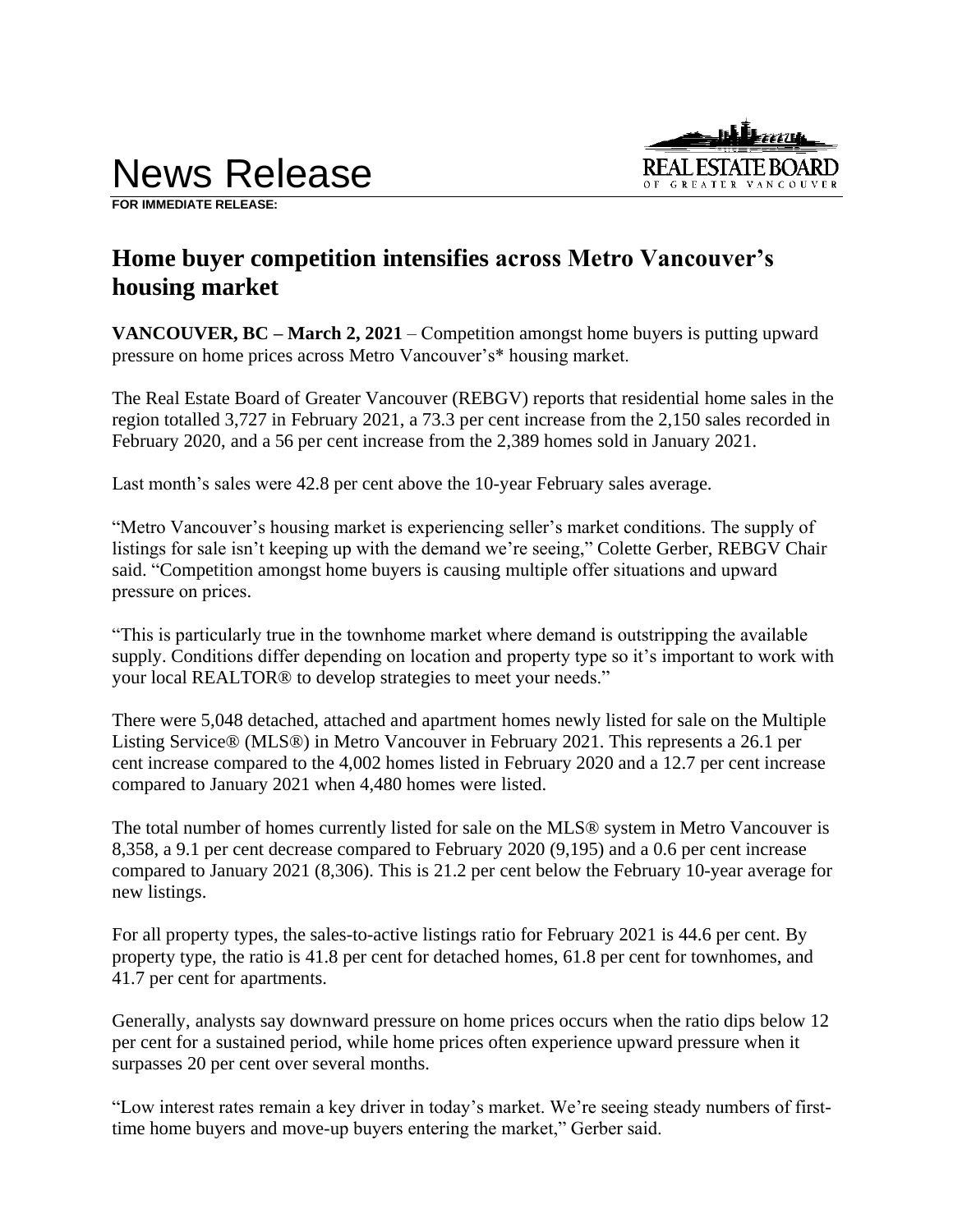# News Release

**FOR IMMEDIATE RELEASE:**

## Home buyer competition intensifies across Metro Vancouver's housing market

**VANCOUVER, BC – March 2, 2021** – Competition amongst home buyers is putting upward pressure on home prices across Metro Vancouver's's* housing market.

The Real Estate Board of Greater Vancouver (REBGV) reports that residential home sales in the region totalled 3,727 in February 2021, a 73.3 per cent increase from the 2,150 sales recorded in February 2020, and a 56 per cent increase from the 2,389 homes sold in January 2021.

Last month's sales were 42.8 per cent above the 10-year February sales average.

"Metro Vancouver's housing market is experiencing seller's market conditions. The supply of listings for sale isn't keeping up with the demand we're seeing," Colette Gerber, REBGV Chair said. "Competition amongst home buyers is causing multiple offer situations and upward pressure on prices.

"This is particularly true in the townhome market where demand is outstripping the available supply. Conditions differ depending on location and property type so it's important to work with your local REALTOR® to develop strategies to meet your needs."

There were 5,048 detached, attached and apartment homes newly listed for sale on the Multiple Listing Service® (MLS®) in Metro Vancouver in February 2021. This represents a 26.1 per cent increase compared to the 4,002 homes listed in February 2020 and a 12.7 per cent increase compared to January 2021 when 4,480 homes were listed.

The total number of homes currently listed for sale on the MLS® system in Metro Vancouver is 8,358, a 9.1 per cent decrease compared to February 2020 (9,195) and a 0.6 per cent increase compared to January 2021 (8,306). This is 21.2 per cent below the February 10-year average for new listings.

For all property types, the sales-to-active listings ratio for February 2021 is 44.6 per cent. By property type, the ratio is 41.8 per cent for detached homes, 61.8 per cent for townhomes, and 41.7 per cent for apartments.

Generally, analysts say downward pressure on home prices occurs when the ratio dips below 12 per cent for a sustained period, while home prices often experience upward pressure when it surpasses 20 per cent over several months.

"Low interest rates remain a key driver in today's market. We're seeing steady numbers of first-time home buyers and move-up buyers entering the market," Gerber said.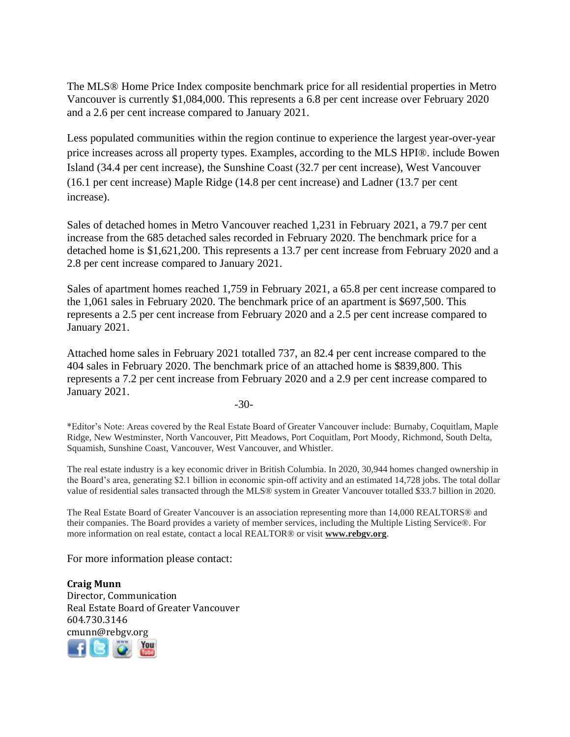The MLS® Home Price Index composite benchmark price for all residential properties in Metro Vancouver is currently $1,084,000. This represents a 6.8 per cent increase over February 2020 and a 2.6 per cent increase compared to January 2021.

Less populated communities within the region continue to experience the largest year-over-year price increases across all property types. Examples, according to the MLS HPI®. include Bowen Island (34.4 per cent increase), the Sunshine Coast (32.7 per cent increase), West Vancouver (16.1 per cent increase) Maple Ridge (14.8 per cent increase) and Ladner (13.7 per cent increase).

Sales of detached homes in Metro Vancouver reached 1,231 in February 2021, a 79.7 per cent increase from the 685 detached sales recorded in February 2020. The benchmark price for a detached home is $1,621,200. This represents a 13.7 per cent increase from February 2020 and a 2.8 per cent increase compared to January 2021.

Sales of apartment homes reached 1,759 in February 2021, a 65.8 per cent increase compared to the 1,061 sales in February 2020. The benchmark price of an apartment is $697,500. This represents a 2.5 per cent increase from February 2020 and a 2.5 per cent increase compared to January 2021.

Attached home sales in February 2021 totalled 737, an 82.4 per cent increase compared to the 404 sales in February 2020. The benchmark price of an attached home is $839,800. This represents a 7.2 per cent increase from February 2020 and a 2.9 per cent increase compared to January 2021.

-30-

*Editor's Note: Areas covered by the Real Estate Board of Greater Vancouver include: Burnaby, Coquitlam, Maple Ridge, New Westminster, North Vancouver, Pitt Meadows, Port Coquitlam, Port Moody, Richmond, South Delta, Squamish, Sunshine Coast, Vancouver, West Vancouver, and Whistler.

The real estate industry is a key economic driver in British Columbia. In 2020, 30,944 homes changed ownership in the Board's area, generating $2.1 billion in economic spin-off activity and an estimated 14,728 jobs. The total dollar value of residential sales transacted through the MLS® system in Greater Vancouver totalled $33.7 billion in 2020.

The Real Estate Board of Greater Vancouver is an association representing more than 14,000 REALTORS® and their companies. The Board provides a variety of member services, including the Multiple Listing Service®. For more information on real estate, contact a local REALTOR® or visit **www.rebgv.org**.

For more information please contact:

**Craig Munn**
Director, Communication
Real Estate Board of Greater Vancouver
604.730.3146
cmunn@rebgv.org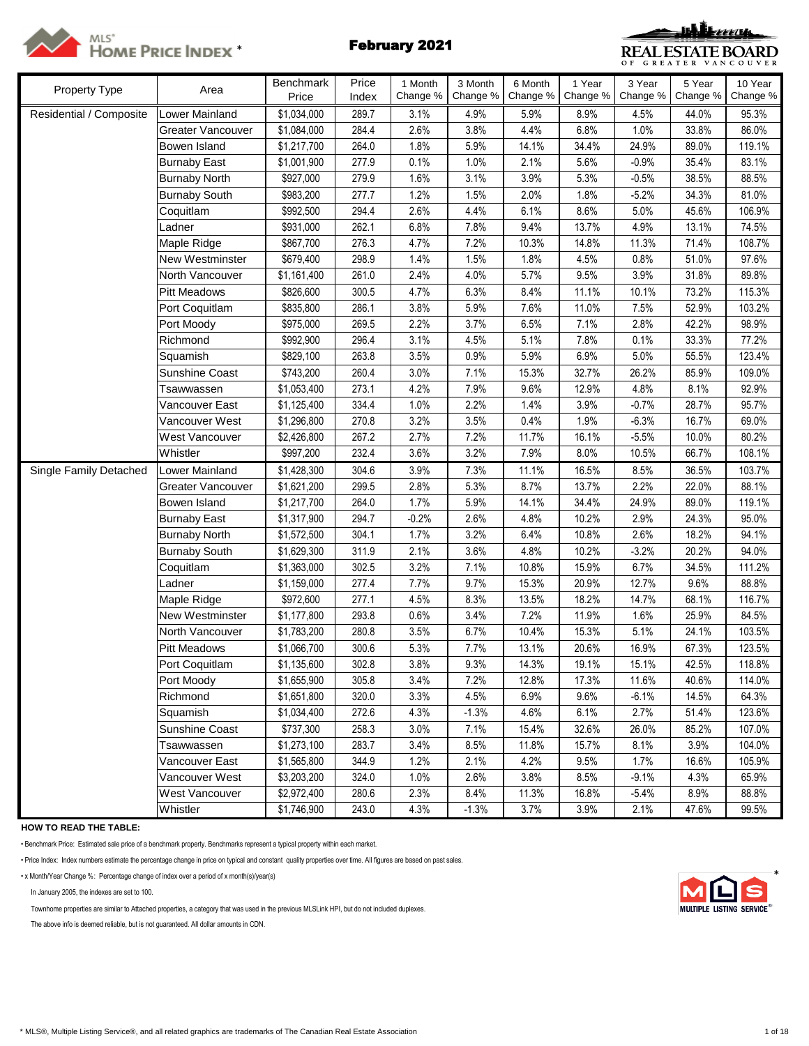# MLS® HOME PRICE INDEX *

## February 2021

REAL ESTATE BOARD OF GREATER VANCOUVER

| Property Type | Area | Benchmark Price | Price Index | 1 Month Change % | 3 Month Change % | 6 Month Change % | 1 Year Change % | 3 Year Change % | 5 Year Change % | 10 Year Change % |
|---|---|---|---|---|---|---|---|---|---|---|
| Residential / Composite | Lower Mainland | $1,034,000 | 289.7 | 3.1% | 4.9% | 5.9% | 8.9% | 4.5% | 44.0% | 95.3% |
| | Greater Vancouver | $1,084,000 | 284.4 | 2.6% | 3.8% | 4.4% | 6.8% | 1.0% | 33.8% | 86.0% |
| | Bowen Island | $1,217,700 | 264.0 | 1.8% | 5.9% | 14.1% | 34.4% | 24.9% | 89.0% | 119.1% |
| | Burnaby East | $1,001,900 | 277.9 | 0.1% | 1.0% | 2.1% | 5.6% | -0.9% | 35.4% | 83.1% |
| | Burnaby North | $927,000 | 279.9 | 1.6% | 3.1% | 3.9% | 5.3% | -0.5% | 38.5% | 88.5% |
| | Burnaby South | $983,200 | 277.7 | 1.2% | 1.5% | 2.0% | 1.8% | -5.2% | 34.3% | 81.0% |
| | Coquitlam | $992,500 | 294.4 | 2.6% | 4.4% | 6.1% | 8.6% | 5.0% | 45.6% | 106.9% |
| | Ladner | $931,000 | 262.1 | 6.8% | 7.8% | 9.4% | 13.7% | 4.9% | 13.1% | 74.5% |
| | Maple Ridge | $867,700 | 276.3 | 4.7% | 7.2% | 10.3% | 14.8% | 11.3% | 71.4% | 108.7% |
| | New Westminster | $679,400 | 298.9 | 1.4% | 1.5% | 1.8% | 4.5% | 0.8% | 51.0% | 97.6% |
| | North Vancouver | $1,161,400 | 261.0 | 2.4% | 4.0% | 5.7% | 9.5% | 3.9% | 31.8% | 89.8% |
| | Pitt Meadows | $826,600 | 300.5 | 4.7% | 6.3% | 8.4% | 11.1% | 10.1% | 73.2% | 115.3% |
| | Port Coquitlam | $835,800 | 286.1 | 3.8% | 5.9% | 7.6% | 11.0% | 7.5% | 52.9% | 103.2% |
| | Port Moody | $975,000 | 269.5 | 2.2% | 3.7% | 6.5% | 7.1% | 2.8% | 42.2% | 98.9% |
| | Richmond | $992,900 | 296.4 | 3.1% | 4.5% | 5.1% | 7.8% | 0.1% | 33.3% | 77.2% |
| | Squamish | $829,100 | 263.8 | 3.5% | 0.9% | 5.9% | 6.9% | 5.0% | 55.5% | 123.4% |
| | Sunshine Coast | $743,200 | 260.4 | 3.0% | 7.1% | 15.3% | 32.7% | 26.2% | 85.9% | 109.0% |
| | Tsawwassen | $1,053,400 | 273.1 | 4.2% | 7.9% | 9.6% | 12.9% | 4.8% | 8.1% | 92.9% |
| | Vancouver East | $1,125,400 | 334.4 | 1.0% | 2.2% | 1.4% | 3.9% | -0.7% | 28.7% | 95.7% |
| | Vancouver West | $1,296,800 | 270.8 | 3.2% | 3.5% | 0.4% | 1.9% | -6.3% | 16.7% | 69.0% |
| | West Vancouver | $2,426,800 | 267.2 | 2.7% | 7.2% | 11.7% | 16.1% | -5.5% | 10.0% | 80.2% |
| | Whistler | $997,200 | 232.4 | 3.6% | 3.2% | 7.9% | 8.0% | 10.5% | 66.7% | 108.1% |
| Single Family Detached | Lower Mainland | $1,428,300 | 304.6 | 3.9% | 7.3% | 11.1% | 16.5% | 8.5% | 36.5% | 103.7% |
| | Greater Vancouver | $1,621,200 | 299.5 | 2.8% | 5.3% | 8.7% | 13.7% | 2.2% | 22.0% | 88.1% |
| | Bowen Island | $1,217,700 | 264.0 | 1.7% | 5.9% | 14.1% | 34.4% | 24.9% | 89.0% | 119.1% |
| | Burnaby East | $1,317,900 | 294.7 | -0.2% | 2.6% | 4.8% | 10.2% | 2.9% | 24.3% | 95.0% |
| | Burnaby North | $1,572,500 | 304.1 | 1.7% | 3.2% | 6.4% | 10.8% | 2.6% | 18.2% | 94.1% |
| | Burnaby South | $1,629,300 | 311.9 | 2.1% | 3.6% | 4.8% | 10.2% | -3.2% | 20.2% | 94.0% |
| | Coquitlam | $1,363,000 | 302.5 | 3.2% | 7.1% | 10.8% | 15.9% | 6.7% | 34.5% | 111.2% |
| | Ladner | $1,159,000 | 277.4 | 7.7% | 9.7% | 15.3% | 20.9% | 12.7% | 9.6% | 88.8% |
| | Maple Ridge | $972,600 | 277.1 | 4.5% | 8.3% | 13.5% | 18.2% | 14.7% | 68.1% | 116.7% |
| | New Westminster | $1,177,800 | 293.8 | 0.6% | 3.4% | 7.2% | 11.9% | 1.6% | 25.9% | 84.5% |
| | North Vancouver | $1,783,200 | 280.8 | 3.5% | 6.7% | 10.4% | 15.3% | 5.1% | 24.1% | 103.5% |
| | Pitt Meadows | $1,066,700 | 300.6 | 5.3% | 7.7% | 13.1% | 20.6% | 16.9% | 67.3% | 123.5% |
| | Port Coquitlam | $1,135,600 | 302.8 | 3.8% | 9.3% | 14.3% | 19.1% | 15.1% | 42.5% | 118.8% |
| | Port Moody | $1,655,900 | 305.8 | 3.4% | 7.2% | 12.8% | 17.3% | 11.6% | 40.6% | 114.0% |
| | Richmond | $1,651,800 | 320.0 | 3.3% | 4.5% | 6.9% | 9.6% | -6.1% | 14.5% | 64.3% |
| | Squamish | $1,034,400 | 272.6 | 4.3% | -1.3% | 4.6% | 6.1% | 2.7% | 51.4% | 123.6% |
| | Sunshine Coast | $737,300 | 258.3 | 3.0% | 7.1% | 15.4% | 32.6% | 26.0% | 85.2% | 107.0% |
| | Tsawwassen | $1,273,100 | 283.7 | 3.4% | 8.5% | 11.8% | 15.7% | 8.1% | 3.9% | 104.0% |
| | Vancouver East | $1,565,800 | 344.9 | 1.2% | 2.1% | 4.2% | 9.5% | 1.7% | 16.6% | 105.9% |
| | Vancouver West | $3,203,200 | 324.0 | 1.0% | 2.6% | 3.8% | 8.5% | -9.1% | 4.3% | 65.9% |
| | West Vancouver | $2,972,400 | 280.6 | 2.3% | 8.4% | 11.3% | 16.8% | -5.4% | 8.9% | 88.8% |
| | Whistler | $1,746,900 | 243.0 | 4.3% | -1.3% | 3.7% | 3.9% | 2.1% | 47.6% | 99.5% |

**HOW TO READ THE TABLE:**

- Benchmark Price: Estimated sale price of a benchmark property. Benchmarks represent a typical property within each market.
- Price Index: Index numbers estimate the percentage change in price on typical and constant quality properties over time. All figures are based on past sales.
- x Month/Year Change %: Percentage change of index over a period of x month(s)/year(s)

In January 2005, the indexes are set to 100.

Townhome properties are similar to Attached properties, a category that was used in the previous MLSLink HPI, but do not included duplexes.

The above info is deemed reliable, but is not guaranteed. All dollar amounts in CDN.

* MLS®, Multiple Listing Service®, and all related graphics are trademarks of The Canadian Real Estate Association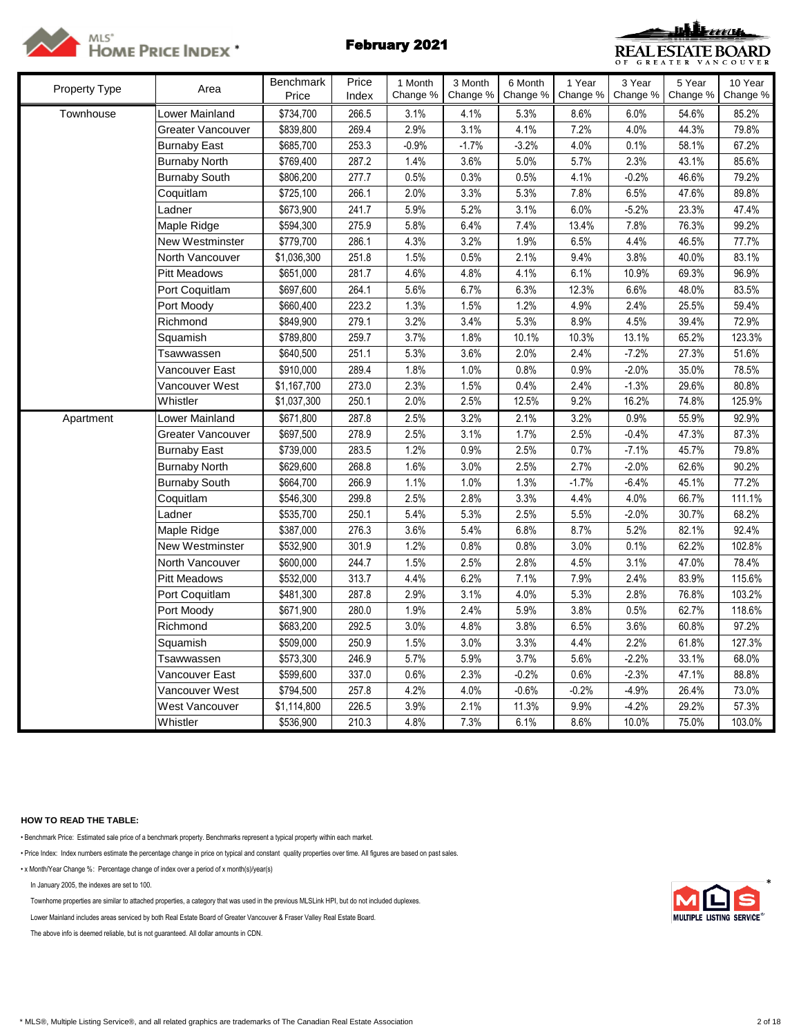MLS® HOME PRICE INDEX *

## February 2021

REAL ESTATE BOARD OF GREATER VANCOUVER

| Property Type | Area | Benchmark Price | Price Index | 1 Month Change % | 3 Month Change % | 6 Month Change % | 1 Year Change % | 3 Year Change % | 5 Year Change % | 10 Year Change % |
|---|---|---|---|---|---|---|---|---|---|---|
| Townhouse | Lower Mainland | $734,700 | 266.5 | 3.1% | 4.1% | 5.3% | 8.6% | 6.0% | 54.6% | 85.2% |
| | Greater Vancouver | $839,800 | 269.4 | 2.9% | 3.1% | 4.1% | 7.2% | 4.0% | 44.3% | 79.8% |
| | Burnaby East | $685,700 | 253.3 | -0.9% | -1.7% | -3.2% | 4.0% | 0.1% | 58.1% | 67.2% |
| | Burnaby North | $769,400 | 287.2 | 1.4% | 3.6% | 5.0% | 5.7% | 2.3% | 43.1% | 85.6% |
| | Burnaby South | $806,200 | 277.7 | 0.5% | 0.3% | 0.5% | 4.1% | -0.2% | 46.6% | 79.2% |
| | Coquitlam | $725,100 | 266.1 | 2.0% | 3.3% | 5.3% | 7.8% | 6.5% | 47.6% | 89.8% |
| | Ladner | $673,900 | 241.7 | 5.9% | 5.2% | 3.1% | 6.0% | -5.2% | 23.3% | 47.4% |
| | Maple Ridge | $594,300 | 275.9 | 5.8% | 6.4% | 7.4% | 13.4% | 7.8% | 76.3% | 99.2% |
| | New Westminster | $779,700 | 286.1 | 4.3% | 3.2% | 1.9% | 6.5% | 4.4% | 46.5% | 77.7% |
| | North Vancouver | $1,036,300 | 251.8 | 1.5% | 0.5% | 2.1% | 9.4% | 3.8% | 40.0% | 83.1% |
| | Pitt Meadows | $651,000 | 281.7 | 4.6% | 4.8% | 4.1% | 6.1% | 10.9% | 69.3% | 96.9% |
| | Port Coquitlam | $697,600 | 264.1 | 5.6% | 6.7% | 6.3% | 12.3% | 6.6% | 48.0% | 83.5% |
| | Port Moody | $660,400 | 223.2 | 1.3% | 1.5% | 1.2% | 4.9% | 2.4% | 25.5% | 59.4% |
| | Richmond | $849,900 | 279.1 | 3.2% | 3.4% | 5.3% | 8.9% | 4.5% | 39.4% | 72.9% |
| | Squamish | $789,800 | 259.7 | 3.7% | 1.8% | 10.1% | 10.3% | 13.1% | 65.2% | 123.3% |
| | Tsawwassen | $640,500 | 251.1 | 5.3% | 3.6% | 2.0% | 2.4% | -7.2% | 27.3% | 51.6% |
| | Vancouver East | $910,000 | 289.4 | 1.8% | 1.0% | 0.8% | 0.9% | -2.0% | 35.0% | 78.5% |
| | Vancouver West | $1,167,700 | 273.0 | 2.3% | 1.5% | 0.4% | 2.4% | -1.3% | 29.6% | 80.8% |
| | Whistler | $1,037,300 | 250.1 | 2.0% | 2.5% | 12.5% | 9.2% | 16.2% | 74.8% | 125.9% |
| Apartment | Lower Mainland | $671,800 | 287.8 | 2.5% | 3.2% | 2.1% | 3.2% | 0.9% | 55.9% | 92.9% |
| | Greater Vancouver | $697,500 | 278.9 | 2.5% | 3.1% | 1.7% | 2.5% | -0.4% | 47.3% | 87.3% |
| | Burnaby East | $739,000 | 283.5 | 1.2% | 0.9% | 2.5% | 0.7% | -7.1% | 45.7% | 79.8% |
| | Burnaby North | $629,600 | 268.8 | 1.6% | 3.0% | 2.5% | 2.7% | -2.0% | 62.6% | 90.2% |
| | Burnaby South | $664,700 | 266.9 | 1.1% | 1.0% | 1.3% | -1.7% | -6.4% | 45.1% | 77.2% |
| | Coquitlam | $546,300 | 299.8 | 2.5% | 2.8% | 3.3% | 4.4% | 4.0% | 66.7% | 111.1% |
| | Ladner | $535,700 | 250.1 | 5.4% | 5.3% | 2.5% | 5.5% | -2.0% | 30.7% | 68.2% |
| | Maple Ridge | $387,000 | 276.3 | 3.6% | 5.4% | 6.8% | 8.7% | 5.2% | 82.1% | 92.4% |
| | New Westminster | $532,900 | 301.9 | 1.2% | 0.8% | 0.8% | 3.0% | 0.1% | 62.2% | 102.8% |
| | North Vancouver | $600,000 | 244.7 | 1.5% | 2.5% | 2.8% | 4.5% | 3.1% | 47.0% | 78.4% |
| | Pitt Meadows | $532,000 | 313.7 | 4.4% | 6.2% | 7.1% | 7.9% | 2.4% | 83.9% | 115.6% |
| | Port Coquitlam | $481,300 | 287.8 | 2.9% | 3.1% | 4.0% | 5.3% | 2.8% | 76.8% | 103.2% |
| | Port Moody | $671,900 | 280.0 | 1.9% | 2.4% | 5.9% | 3.8% | 0.5% | 62.7% | 118.6% |
| | Richmond | $683,200 | 292.5 | 3.0% | 4.8% | 3.8% | 6.5% | 3.6% | 60.8% | 97.2% |
| | Squamish | $509,000 | 250.9 | 1.5% | 3.0% | 3.3% | 4.4% | 2.2% | 61.8% | 127.3% |
| | Tsawwassen | $573,300 | 246.9 | 5.7% | 5.9% | 3.7% | 5.6% | -2.2% | 33.1% | 68.0% |
| | Vancouver East | $599,600 | 337.0 | 0.6% | 2.3% | -0.2% | 0.6% | -2.3% | 47.1% | 88.8% |
| | Vancouver West | $794,500 | 257.8 | 4.2% | 4.0% | -0.6% | -0.2% | -4.9% | 26.4% | 73.0% |
| | West Vancouver | $1,114,800 | 226.5 | 3.9% | 2.1% | 11.3% | 9.9% | -4.2% | 29.2% | 57.3% |
| | Whistler | $536,900 | 210.3 | 4.8% | 7.3% | 6.1% | 8.6% | 10.0% | 75.0% | 103.0% |

**HOW TO READ THE TABLE:**

- Benchmark Price: Estimated sale price of a benchmark property. Benchmarks represent a typical property within each market.
- Price Index: Index numbers estimate the percentage change in price on typical and constant quality properties over time. All figures are based on past sales.
- x Month/Year Change %: Percentage change of index over a period of x month(s)/year(s)

In January 2005, the indexes are set to 100.

Townhome properties are similar to attached properties, a category that was used in the previous MLSLink HPI, but do not included duplexes.

Lower Mainland includes areas serviced by both Real Estate Board of Greater Vancouver & Fraser Valley Real Estate Board.

The above info is deemed reliable, but is not guaranteed. All dollar amounts in CDN.

\* MLS®, Multiple Listing Service®, and all related graphics are trademarks of The Canadian Real Estate Association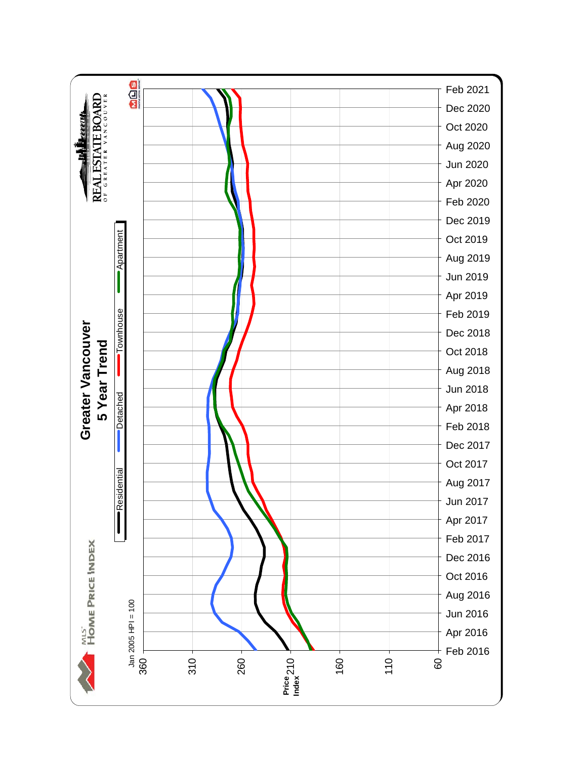MLS® HOME PRICE INDEX

REAL ESTATE BOARD OF GREATER VANCOUVER

# Greater Vancouver

## 5 Year Trend

Residential | Detached | Townhouse | Apartment

Jan 2005 HPI = 100

Price Index

360, 310, 260, 210, 160, 110, 60

Feb 2016, Apr 2016, Jun 2016, Aug 2016, Oct 2016, Dec 2016, Feb 2017, Apr 2017, Jun 2017, Aug 2017, Oct 2017, Dec 2017, Feb 2018, Apr 2018, Jun 2018, Aug 2018, Oct 2018, Dec 2018, Feb 2019, Apr 2019, Jun 2019, Aug 2019, Oct 2019, Dec 2019, Feb 2020, Apr 2020, Jun 2020, Aug 2020, Oct 2020, Dec 2020, Feb 2021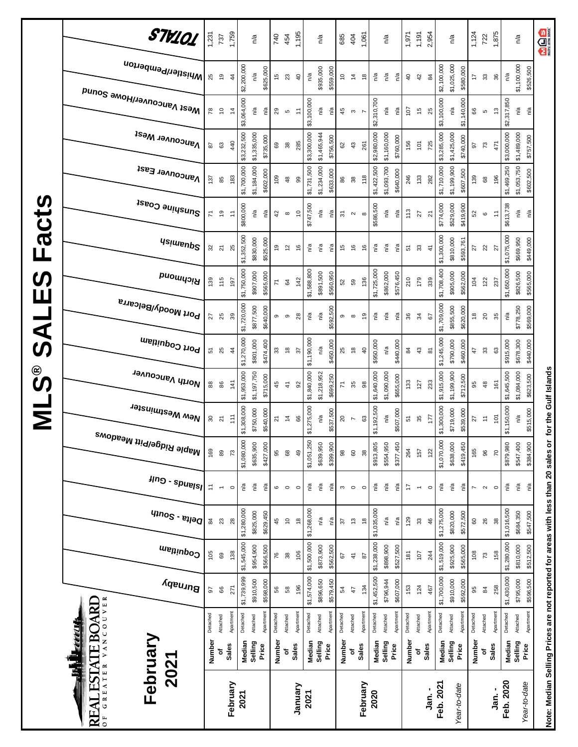# MLS® SALES Facts

REAL ESTATE BOARD OF GREATER VANCOUVER

## February 2021

| | | | Burnaby | Coquitlam | Delta - South | Islands - Gulf | Maple Ridge/Pitt Meadows | New Westminster | North Vancouver | Port Coquitlam | Port Moody/Belcarra | Richmond | Squamish | Sunshine Coast | Vancouver East | Vancouver West | West Vancouver/Howe Sound | Whistler/Pemberton | TOTALS |
|---|---|---|---|---|---|---|---|---|---|---|---|---|---|---|---|---|---|---|---|
| **February 2021** | **Number of Sales** | Detached | 97 | 105 | 84 | 11 | 169 | 30 | 88 | 51 | 27 | 139 | 32 | 71 | 137 | 87 | 78 | 25 | 1,231 |
| | | Attached | 66 | 69 | 23 | 1 | 89 | 21 | 86 | 25 | 25 | 115 | 21 | 19 | 85 | 63 | 10 | 19 | 737 |
| | | Apartment | 271 | 138 | 28 | 0 | 73 | 111 | 141 | 44 | 39 | 197 | 25 | 11 | 183 | 440 | 14 | 44 | 1,759 |
| | **Median Selling Price** | Detached | $1,739,999 | $1,545,000 | $1,280,000 | n/a | $1,080,000 | $1,308,000 | $1,953,000 | $1,270,000 | $1,720,000 | $1,750,000 | $1,352,500 | $800,000 | $1,700,000 | $3,232,500 | $3,064,000 | $2,200,000 | n/a |
| | | Attached | $910,500 | $954,900 | $825,000 | n/a | $635,900 | $750,000 | $1,197,750 | $801,000 | $877,500 | $907,000 | $830,000 | n/a | $1,184,000 | $1,335,000 | n/a | n/a | |
| | | Apartment | $598,000 | $566,500 | $629,450 | n/a | $427,000 | $540,000 | $715,000 | $474,400 | $640,000 | $565,000 | $525,000 | n/a | $602,000 | $735,000 | n/a | $625,000 | |
| **January 2021** | **Number of Sales** | Detached | 56 | 76 | 45 | 6 | 95 | 21 | 45 | 33 | 9 | 71 | 19 | 42 | 109 | 69 | 29 | 15 | 740 |
| | | Attached | 58 | 38 | 10 | 0 | 68 | 14 | 41 | 18 | 9 | 64 | 12 | 8 | 48 | 38 | 5 | 23 | 454 |
| | | Apartment | 196 | 106 | 18 | 0 | 49 | 66 | 92 | 37 | 28 | 142 | 16 | 10 | 99 | 285 | 11 | 40 | 1,195 |
| | **Median Selling Price** | Detached | $1,574,000 | $1,500,000 | $1,268,000 | n/a | $1,051,250 | $1,275,000 | $1,840,000 | $1,190,000 | n/a | $1,588,800 | n/a | $747,500 | $1,731,500 | $3,300,000 | $3,100,000 | n/a | n/a |
| | | Attached | $896,650 | $873,900 | n/a | n/a | $639,950 | n/a | $1,218,952 | n/a | n/a | $891,500 | n/a | n/a | $1,234,000 | $1,465,944 | n/a | $935,000 | |
| | | Apartment | $579,450 | $562,500 | n/a | n/a | $399,900 | $537,500 | $699,250 | $450,000 | $592,500 | $560,950 | n/a | n/a | $633,000 | $756,500 | n/a | $559,000 | |
| **February 2020** | **Number of Sales** | Detached | 54 | 67 | 37 | 3 | 98 | 20 | 71 | 25 | 9 | 52 | 15 | 31 | 86 | 62 | 45 | 10 | 685 |
| | | Attached | 47 | 41 | 13 | 0 | 60 | 7 | 35 | 18 | 8 | 59 | 16 | 2 | 38 | 43 | 3 | 14 | 404 |
| | | Apartment | 134 | 87 | 18 | 0 | 38 | 63 | 98 | 40 | 19 | 136 | 16 | 8 | 118 | 261 | 7 | 18 | 1,061 |
| | **Median Selling Price** | Detached | $1,452,500 | $1,238,000 | $1,035,000 | n/a | $913,805 | $1,192,500 | $1,640,000 | $950,000 | n/a | $1,725,000 | n/a | $586,500 | $1,422,500 | $2,980,000 | $2,310,700 | n/a | n/a |
| | | Attached | $796,944 | $898,900 | n/a | n/a | $554,950 | n/a | $1,090,000 | n/a | n/a | $862,000 | n/a | n/a | $1,093,700 | $1,160,000 | n/a | n/a | |
| | | Apartment | $607,000 | $527,500 | n/a | n/a | $377,450 | $507,000 | $655,000 | $440,000 | n/a | $576,450 | n/a | n/a | $640,000 | $760,000 | n/a | n/a | |
| **Jan. - Feb. 2021** | **Number of Sales** | Detached | 153 | 181 | 129 | 17 | 264 | 51 | 133 | 84 | 36 | 210 | 51 | 113 | 246 | 156 | 107 | 40 | 1,971 |
| | | Attached | 124 | 107 | 33 | 1 | 157 | 35 | 127 | 43 | 34 | 179 | 33 | 27 | 133 | 101 | 15 | 42 | 1,191 |
| | | Apartment | 467 | 244 | 46 | 0 | 122 | 177 | 233 | 81 | 67 | 339 | 41 | 21 | 282 | 725 | 25 | 84 | 2,954 |
| *Year-to-date* | **Median Selling Price** | Detached | $1,700,000 | $1,519,000 | $1,275,000 | n/a | $1,070,000 | $1,300,000 | $1,915,000 | $1,245,000 | $1,709,000 | $1,708,400 | $1,300,000 | $774,000 | $1,710,000 | $3,285,000 | $3,100,000 | $2,100,000 | n/a |
| | | Attached | $910,000 | $925,900 | $820,000 | n/a | $638,000 | $719,000 | $1,199,900 | $790,000 | $855,500 | $905,000 | $810,000 | $529,000 | $1,199,900 | $1,425,000 | n/a | $1,025,000 | |
| | | Apartment | $592,000 | $565,000 | $572,500 | n/a | $419,450 | $539,000 | $712,500 | $460,000 | $620,000 | $562,000 | $593,761 | $419,900 | $607,500 | $740,000 | $1,140,000 | $580,000 | |
| **Jan. - Feb. 2020** | **Number of Sales** | Detached | 95 | 108 | 60 | 7 | 165 | 27 | 95 | 47 | 18 | 104 | 27 | 52 | 139 | 97 | 66 | 17 | 1,124 |
| | | Attached | 84 | 73 | 26 | 2 | 96 | 11 | 48 | 33 | 20 | 122 | 22 | 6 | 68 | 73 | 5 | 33 | 722 |
| | | Apartment | 258 | 158 | 38 | 0 | 70 | 101 | 161 | 63 | 35 | 237 | 27 | 11 | 196 | 471 | 13 | 36 | 1,875 |
| *Year-to-date* | **Median Selling Price** | Detached | $1,430,000 | $1,280,000 | $1,016,500 | n/a | $879,980 | $1,150,000 | $1,645,500 | $915,000 | n/a | $1,650,000 | $1,075,000 | $613,738 | $1,469,250 | $3,000,000 | $2,317,850 | n/a | n/a |
| | | Attached | $795,000 | $810,000 | $684,350 | n/a | $547,400 | n/a | $1,084,000 | $678,300 | $778,250 | $826,500 | $669,950 | n/a | $1,053,750 | $1,489,000 | n/a | $1,100,000 | |
| | | Apartment | $596,500 | $512,500 | $547,500 | n/a | $384,900 | $515,000 | $623,500 | $440,000 | $569,000 | $565,000 | $449,000 | n/a | $602,500 | $757,500 | n/a | $526,500 | |

**Note: Median Selling Prices are not reported for areas with less than 20 sales or for the Gulf Islands**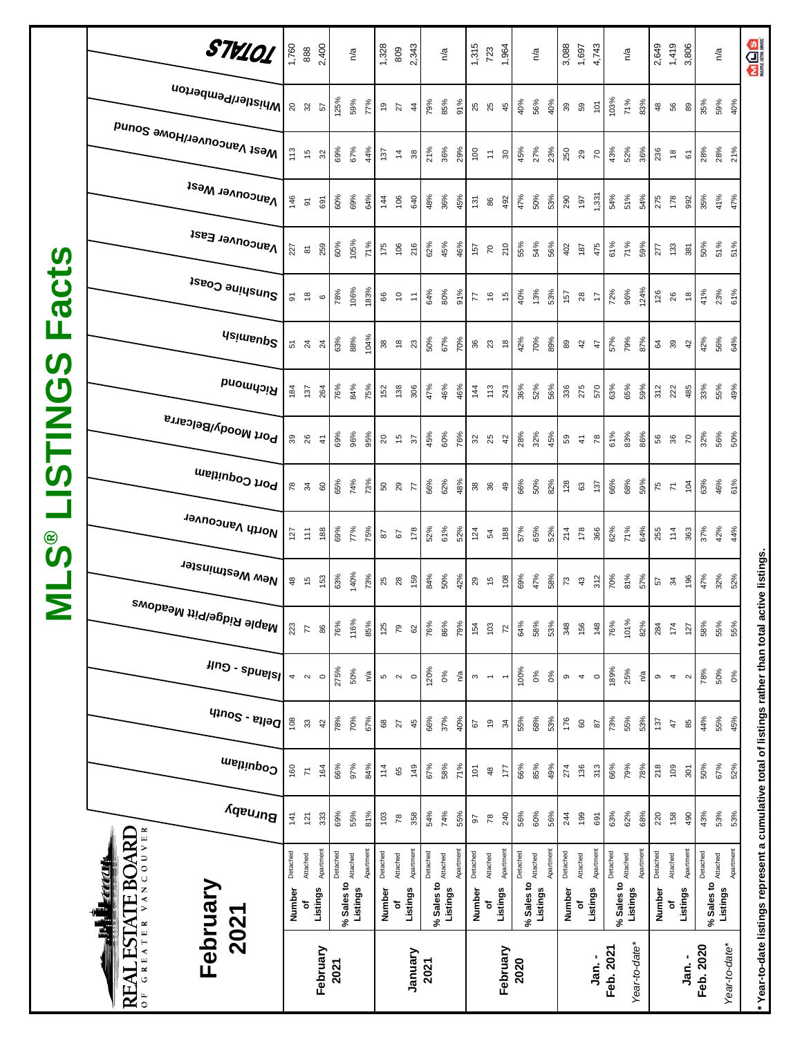# MLS® LISTINGS Facts

REAL ESTATE BOARD OF GREATER VANCOUVER

## February 2021

| | | | Burnaby | Coquitlam | Delta - South | Islands - Gulf | Maple Ridge/Pitt Meadows | New Westminster | North Vancouver | Port Coquitlam | Port Moody/Belcarra | Richmond | Squamish | Sunshine Coast | Vancouver East | Vancouver West | West Vancouver/Howe Sound | Whistler/Pemberton | TOTALS |
|---|---|---|---|---|---|---|---|---|---|---|---|---|---|---|---|---|---|---|---|
| February 2021 | Number of Listings | Detached | 141 | 160 | 108 | 4 | 223 | 48 | 127 | 78 | 39 | 184 | 51 | 91 | 227 | 146 | 113 | 20 | 1,760 |
| | | Attached | 121 | 71 | 33 | 2 | 77 | 15 | 111 | 34 | 26 | 137 | 24 | 18 | 81 | 91 | 15 | 32 | 888 |
| | | Apartment | 333 | 164 | 42 | 0 | 86 | 153 | 188 | 60 | 41 | 264 | 24 | 6 | 259 | 691 | 32 | 57 | 2,400 |
| | % Sales to Listings | Detached | 69% | 66% | 78% | 275% | 76% | 63% | 69% | 65% | 69% | 76% | 63% | 78% | 60% | 60% | 69% | 125% | n/a |
| | | Attached | 55% | 97% | 70% | 50% | 116% | 140% | 77% | 74% | 96% | 84% | 88% | 106% | 105% | 69% | 67% | 59% | |
| | | Apartment | 81% | 84% | 67% | n/a | 85% | 73% | 75% | 73% | 95% | 75% | 104% | 183% | 71% | 64% | 44% | 77% | |
| January 2021 | Number of Listings | Detached | 103 | 114 | 68 | 5 | 125 | 25 | 87 | 50 | 20 | 152 | 38 | 66 | 175 | 144 | 137 | 19 | 1,328 |
| | | Attached | 78 | 65 | 27 | 2 | 79 | 28 | 67 | 29 | 15 | 138 | 18 | 10 | 106 | 106 | 14 | 27 | 809 |
| | | Apartment | 358 | 149 | 45 | 0 | 62 | 159 | 178 | 77 | 37 | 306 | 23 | 11 | 216 | 640 | 38 | 44 | 2,343 |
| | % Sales to Listings | Detached | 54% | 67% | 66% | 120% | 76% | 84% | 52% | 66% | 45% | 47% | 50% | 64% | 62% | 48% | 21% | 79% | n/a |
| | | Attached | 74% | 58% | 37% | 0% | 86% | 50% | 61% | 62% | 60% | 46% | 67% | 80% | 45% | 36% | 36% | 85% | |
| | | Apartment | 55% | 71% | 40% | n/a | 79% | 42% | 52% | 48% | 76% | 46% | 70% | 91% | 46% | 45% | 29% | 91% | |
| February 2020 | Number of Listings | Detached | 97 | 101 | 67 | 3 | 154 | 29 | 124 | 38 | 32 | 144 | 36 | 77 | 157 | 131 | 100 | 25 | 1,315 |
| | | Attached | 78 | 48 | 19 | 1 | 103 | 15 | 54 | 36 | 25 | 113 | 23 | 16 | 70 | 86 | 11 | 25 | 723 |
| | | Apartment | 240 | 177 | 34 | 1 | 72 | 108 | 188 | 49 | 42 | 243 | 18 | 15 | 210 | 492 | 30 | 45 | 1,964 |
| | % Sales to Listings | Detached | 56% | 66% | 55% | 100% | 64% | 69% | 57% | 66% | 28% | 36% | 42% | 40% | 55% | 47% | 45% | 40% | n/a |
| | | Attached | 60% | 85% | 68% | 0% | 58% | 47% | 65% | 50% | 32% | 52% | 70% | 13% | 54% | 50% | 27% | 56% | |
| | | Apartment | 56% | 49% | 53% | 0% | 53% | 58% | 52% | 82% | 45% | 56% | 89% | 53% | 56% | 53% | 23% | 40% | |
| Jan. - Feb. 2021 | Number of Listings | Detached | 244 | 274 | 176 | 9 | 348 | 73 | 214 | 128 | 59 | 336 | 89 | 157 | 402 | 290 | 250 | 39 | 3,088 |
| | | Attached | 199 | 136 | 60 | 4 | 156 | 43 | 178 | 63 | 41 | 275 | 42 | 28 | 187 | 197 | 29 | 59 | 1,697 |
| | | Apartment | 691 | 313 | 87 | 0 | 148 | 312 | 366 | 137 | 78 | 570 | 47 | 17 | 475 | 1,331 | 70 | 101 | 4,743 |
| Year-to-date* | % Sales to Listings | Detached | 63% | 66% | 73% | 189% | 76% | 70% | 62% | 66% | 61% | 63% | 57% | 72% | 61% | 54% | 43% | 103% | n/a |
| | | Attached | 62% | 79% | 55% | 25% | 101% | 81% | 71% | 68% | 83% | 65% | 79% | 96% | 71% | 51% | 52% | 71% | |
| | | Apartment | 68% | 78% | 53% | n/a | 82% | 57% | 64% | 59% | 86% | 59% | 87% | 124% | 59% | 54% | 36% | 83% | |
| Jan. - Feb. 2020 | Number of Listings | Detached | 220 | 218 | 137 | 9 | 284 | 57 | 255 | 75 | 56 | 312 | 64 | 126 | 277 | 275 | 236 | 48 | 2,649 |
| | | Attached | 158 | 109 | 47 | 4 | 174 | 34 | 114 | 71 | 36 | 222 | 39 | 26 | 133 | 178 | 18 | 56 | 1,419 |
| | | Apartment | 490 | 301 | 85 | 2 | 127 | 196 | 363 | 104 | 70 | 485 | 42 | 18 | 381 | 992 | 61 | 89 | 3,806 |
| Year-to-date* | % Sales to Listings | Detached | 43% | 50% | 44% | 78% | 58% | 47% | 37% | 63% | 32% | 33% | 42% | 41% | 50% | 35% | 28% | 35% | n/a |
| | | Attached | 53% | 67% | 55% | 50% | 55% | 32% | 42% | 46% | 56% | 55% | 56% | 23% | 51% | 41% | 28% | 59% | |
| | | Apartment | 53% | 52% | 45% | 0% | 55% | 52% | 44% | 61% | 50% | 49% | 64% | 61% | 51% | 47% | 21% | 40% | |

\* Year-to-date listings represent a cumulative total of listings rather than total active listings.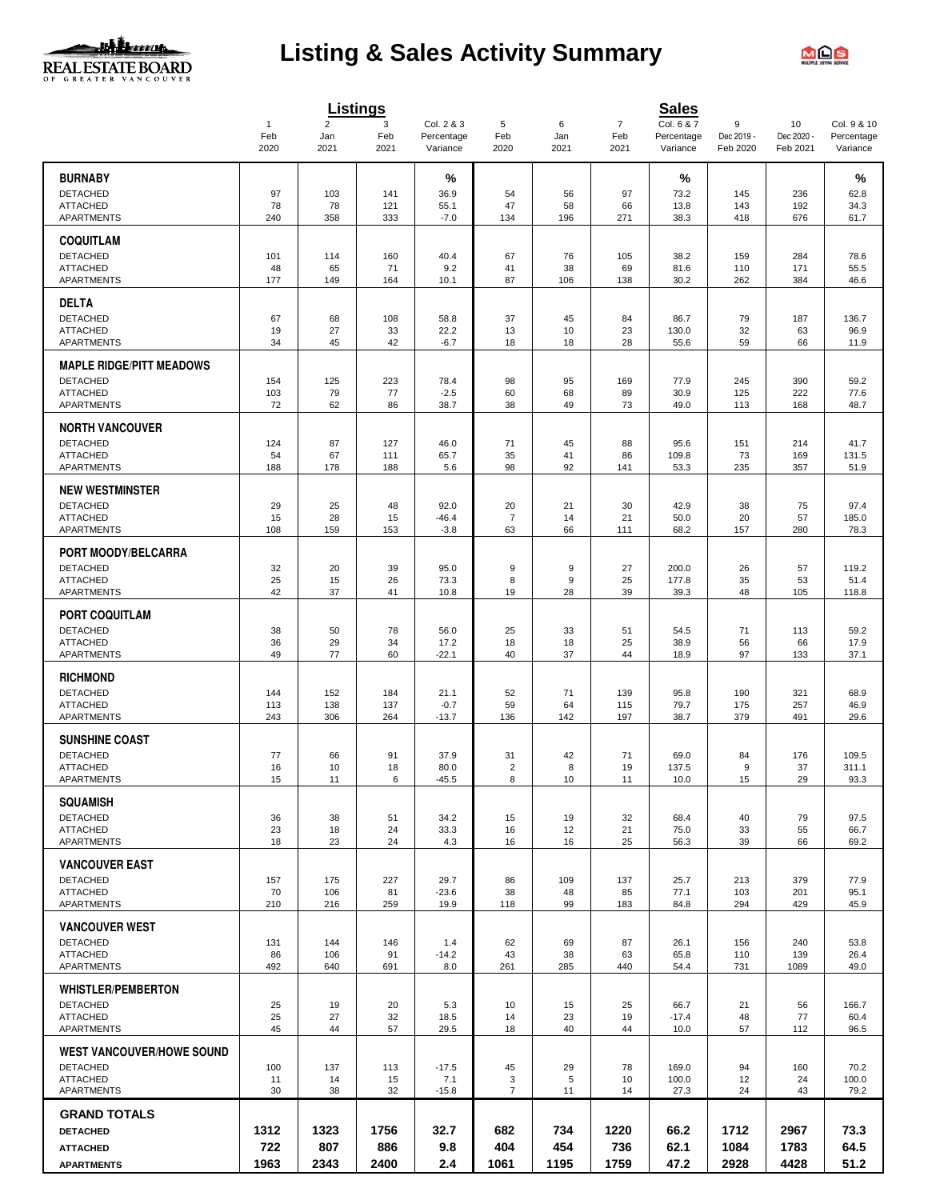# Listing & Sales Activity Summary

| | Listings | | | | Sales | | | | | | |
|---|---|---|---|---|---|---|---|---|---|---|---|
| | 1 Feb 2020 | 2 Jan 2021 | 3 Feb 2021 | Col. 2 & 3 Percentage Variance | 5 Feb 2020 | 6 Jan 2021 | 7 Feb 2021 | Col. 6 & 7 Percentage Variance | 9 Dec 2019 - Feb 2020 | 10 Dec 2020 - Feb 2021 | Col. 9 & 10 Percentage Variance |
| **BURNABY** | | | | % | | | | % | | | % |
| DETACHED | 97 | 103 | 141 | 36.9 | 54 | 56 | 97 | 73.2 | 145 | 236 | 62.8 |
| ATTACHED | 78 | 78 | 121 | 55.1 | 47 | 58 | 66 | 13.8 | 143 | 192 | 34.3 |
| APARTMENTS | 240 | 358 | 333 | -7.0 | 134 | 196 | 271 | 38.3 | 418 | 676 | 61.7 |
| **COQUITLAM** | | | | | | | | | | | |
| DETACHED | 101 | 114 | 160 | 40.4 | 67 | 76 | 105 | 38.2 | 159 | 284 | 78.6 |
| ATTACHED | 48 | 65 | 71 | 9.2 | 41 | 38 | 69 | 81.6 | 110 | 171 | 55.5 |
| APARTMENTS | 177 | 149 | 164 | 10.1 | 87 | 106 | 138 | 30.2 | 262 | 384 | 46.6 |
| **DELTA** | | | | | | | | | | | |
| DETACHED | 67 | 68 | 108 | 58.8 | 37 | 45 | 84 | 86.7 | 79 | 187 | 136.7 |
| ATTACHED | 19 | 27 | 33 | 22.2 | 13 | 10 | 23 | 130.0 | 32 | 63 | 96.9 |
| APARTMENTS | 34 | 45 | 42 | -6.7 | 18 | 18 | 28 | 55.6 | 59 | 66 | 11.9 |
| **MAPLE RIDGE/PITT MEADOWS** | | | | | | | | | | | |
| DETACHED | 154 | 125 | 223 | 78.4 | 98 | 95 | 169 | 77.9 | 245 | 390 | 59.2 |
| ATTACHED | 103 | 79 | 77 | -2.5 | 60 | 68 | 89 | 30.9 | 125 | 222 | 77.6 |
| APARTMENTS | 72 | 62 | 86 | 38.7 | 38 | 49 | 73 | 49.0 | 113 | 168 | 48.7 |
| **NORTH VANCOUVER** | | | | | | | | | | | |
| DETACHED | 124 | 87 | 127 | 46.0 | 71 | 45 | 88 | 95.6 | 151 | 214 | 41.7 |
| ATTACHED | 54 | 67 | 111 | 65.7 | 35 | 41 | 86 | 109.8 | 73 | 169 | 131.5 |
| APARTMENTS | 188 | 178 | 188 | 5.6 | 98 | 92 | 141 | 53.3 | 235 | 357 | 51.9 |
| **NEW WESTMINSTER** | | | | | | | | | | | |
| DETACHED | 29 | 25 | 48 | 92.0 | 20 | 21 | 30 | 42.9 | 38 | 75 | 97.4 |
| ATTACHED | 15 | 28 | 15 | -46.4 | 7 | 14 | 21 | 50.0 | 20 | 57 | 185.0 |
| APARTMENTS | 108 | 159 | 153 | -3.8 | 63 | 66 | 111 | 68.2 | 157 | 280 | 78.3 |
| **PORT MOODY/BELCARRA** | | | | | | | | | | | |
| DETACHED | 32 | 20 | 39 | 95.0 | 9 | 9 | 27 | 200.0 | 26 | 57 | 119.2 |
| ATTACHED | 25 | 15 | 26 | 73.3 | 8 | 9 | 25 | 177.8 | 35 | 53 | 51.4 |
| APARTMENTS | 42 | 37 | 41 | 10.8 | 19 | 28 | 39 | 39.3 | 48 | 105 | 118.8 |
| **PORT COQUITLAM** | | | | | | | | | | | |
| DETACHED | 38 | 50 | 78 | 56.0 | 25 | 33 | 51 | 54.5 | 71 | 113 | 59.2 |
| ATTACHED | 36 | 29 | 34 | 17.2 | 18 | 18 | 25 | 38.9 | 56 | 66 | 17.9 |
| APARTMENTS | 49 | 77 | 60 | -22.1 | 40 | 37 | 44 | 18.9 | 97 | 133 | 37.1 |
| **RICHMOND** | | | | | | | | | | | |
| DETACHED | 144 | 152 | 184 | 21.1 | 52 | 71 | 139 | 95.8 | 190 | 321 | 68.9 |
| ATTACHED | 113 | 138 | 137 | -0.7 | 59 | 64 | 115 | 79.7 | 175 | 257 | 46.9 |
| APARTMENTS | 243 | 306 | 264 | -13.7 | 136 | 142 | 197 | 38.7 | 379 | 491 | 29.6 |
| **SUNSHINE COAST** | | | | | | | | | | | |
| DETACHED | 77 | 66 | 91 | 37.9 | 31 | 42 | 71 | 69.0 | 84 | 176 | 109.5 |
| ATTACHED | 16 | 10 | 18 | 80.0 | 2 | 8 | 19 | 137.5 | 9 | 37 | 311.1 |
| APARTMENTS | 15 | 11 | 6 | -45.5 | 8 | 10 | 11 | 10.0 | 15 | 29 | 93.3 |
| **SQUAMISH** | | | | | | | | | | | |
| DETACHED | 36 | 38 | 51 | 34.2 | 15 | 19 | 32 | 68.4 | 40 | 79 | 97.5 |
| ATTACHED | 23 | 18 | 24 | 33.3 | 16 | 12 | 21 | 75.0 | 33 | 55 | 66.7 |
| APARTMENTS | 18 | 23 | 24 | 4.3 | 16 | 16 | 25 | 56.3 | 39 | 66 | 69.2 |
| **VANCOUVER EAST** | | | | | | | | | | | |
| DETACHED | 157 | 175 | 227 | 29.7 | 86 | 109 | 137 | 25.7 | 213 | 379 | 77.9 |
| ATTACHED | 70 | 106 | 81 | -23.6 | 38 | 48 | 85 | 77.1 | 103 | 201 | 95.1 |
| APARTMENTS | 210 | 216 | 259 | 19.9 | 118 | 99 | 183 | 84.8 | 294 | 429 | 45.9 |
| **VANCOUVER WEST** | | | | | | | | | | | |
| DETACHED | 131 | 144 | 146 | 1.4 | 62 | 69 | 87 | 26.1 | 156 | 240 | 53.8 |
| ATTACHED | 86 | 106 | 91 | -14.2 | 43 | 38 | 63 | 65.8 | 110 | 139 | 26.4 |
| APARTMENTS | 492 | 640 | 691 | 8.0 | 261 | 285 | 440 | 54.4 | 731 | 1089 | 49.0 |
| **WHISTLER/PEMBERTON** | | | | | | | | | | | |
| DETACHED | 25 | 19 | 20 | 5.3 | 10 | 15 | 25 | 66.7 | 21 | 56 | 166.7 |
| ATTACHED | 25 | 27 | 32 | 18.5 | 14 | 23 | 19 | -17.4 | 48 | 77 | 60.4 |
| APARTMENTS | 45 | 44 | 57 | 29.5 | 18 | 40 | 44 | 10.0 | 57 | 112 | 96.5 |
| **WEST VANCOUVER/HOWE SOUND** | | | | | | | | | | | |
| DETACHED | 100 | 137 | 113 | -17.5 | 45 | 29 | 78 | 169.0 | 94 | 160 | 70.2 |
| ATTACHED | 11 | 14 | 15 | 7.1 | 3 | 5 | 10 | 100.0 | 12 | 24 | 100.0 |
| APARTMENTS | 30 | 38 | 32 | -15.8 | 7 | 11 | 14 | 27.3 | 24 | 43 | 79.2 |
| **GRAND TOTALS** | | | | | | | | | | | |
| **DETACHED** | **1312** | **1323** | **1756** | **32.7** | **682** | **734** | **1220** | **66.2** | **1712** | **2967** | **73.3** |
| **ATTACHED** | **722** | **807** | **886** | **9.8** | **404** | **454** | **736** | **62.1** | **1084** | **1783** | **64.5** |
| **APARTMENTS** | **1963** | **2343** | **2400** | **2.4** | **1061** | **1195** | **1759** | **47.2** | **2928** | **4428** | **51.2** |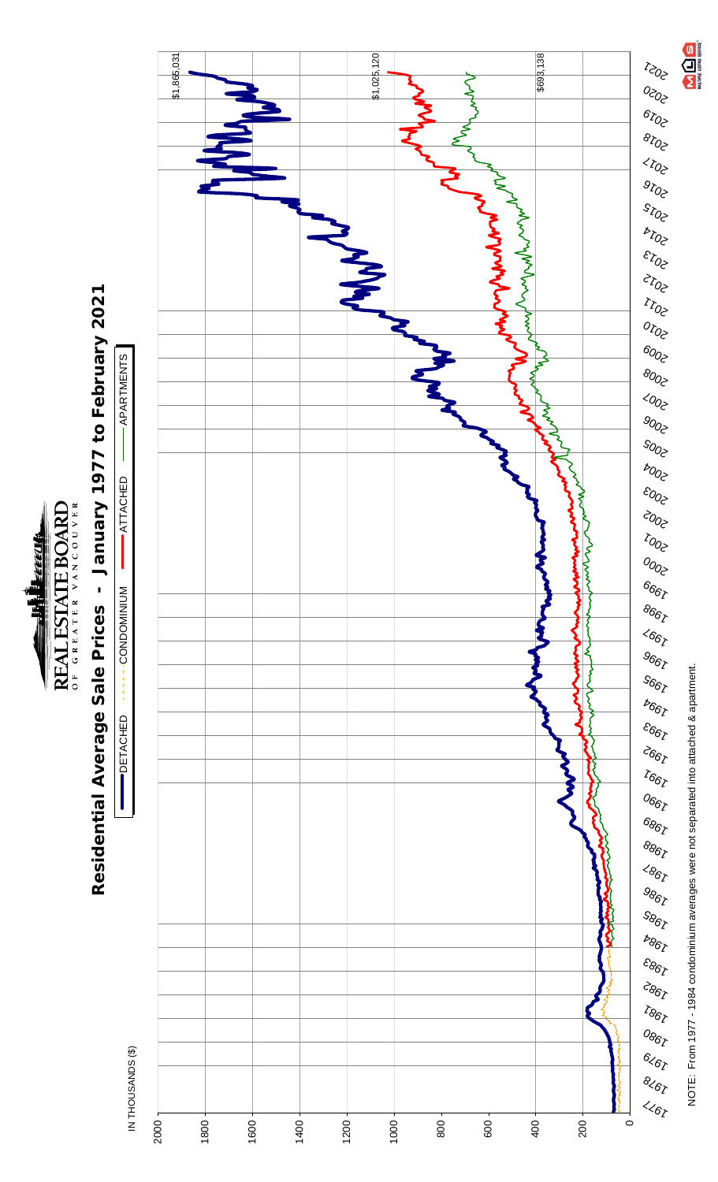REAL ESTATE BOARD OF GREATER VANCOUVER

# Residential Average Sale Prices - January 1977 to February 2021

DETACHED
CONDOMINIUM
ATTACHED
APARTMENTS

IN THOUSANDS ($)

2000
1800
1600
1400
1200
1000
800
600
400
200
0

1977
1978
1979
1980
1981
1982
1983
1984
1985
1986
1987
1988
1989
1990
1991
1992
1993
1994
1995
1996
1997
1998
1999
2000
2001
2002
2003
2004
2005
2006
2007
2008
2009
2010
2011
2012
2013
2014
2015
2016
2017
2018
2019
2020
2021

$1,865,031
$1,025,120
$693,138

NOTE: From 1977 - 1984 condominium averages were not separated into attached & apartment.